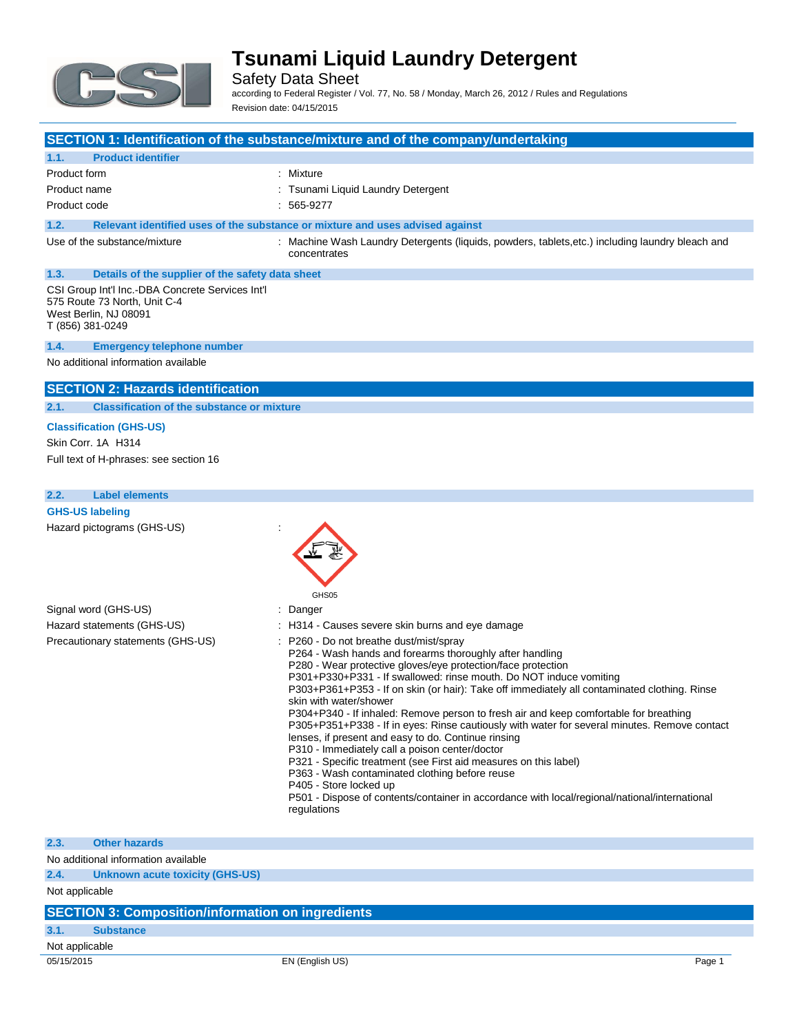# Tsunami Liquid Laundry Detergent

Safety Data Sheet

according to Federal Register / Vol. 77, No. 58 / Monday, March 26, 2012 / Rules and Regulations

Revision date: 04/15/2015

## SECTION 1: Identification of the substance/mixture and of the company/undertaking

### 1.1. Product identifier

| | |
|---|---|
| Product form | : Mixture |
| Product name | : Tsunami Liquid Laundry Detergent |
| Product code | : 565-9277 |

### 1.2. Relevant identified uses of the substance or mixture and uses advised against

| | |
|---|---|
| Use of the substance/mixture | : Machine Wash Laundry Detergents (liquids, powders, tablets,etc.) including laundry bleach and concentrates |

### 1.3. Details of the supplier of the safety data sheet

CSI Group Int'l Inc.-DBA Concrete Services Int'l
575 Route 73 North, Unit C-4
West Berlin, NJ 08091
T (856) 381-0249

### 1.4. Emergency telephone number

No additional information available

## SECTION 2: Hazards identification

### 2.1. Classification of the substance or mixture

**Classification (GHS-US)**

Skin Corr. 1A H314

Full text of H-phrases: see section 16

### 2.2. Label elements

**GHS-US labeling**

Hazard pictograms (GHS-US) :

GHS05

Signal word (GHS-US) : Danger

Hazard statements (GHS-US) : H314 - Causes severe skin burns and eye damage

Precautionary statements (GHS-US) :
- P260 - Do not breathe dust/mist/spray
- P264 - Wash hands and forearms thoroughly after handling
- P280 - Wear protective gloves/eye protection/face protection
- P301+P330+P331 - If swallowed: rinse mouth. Do NOT induce vomiting
- P303+P361+P353 - If on skin (or hair): Take off immediately all contaminated clothing. Rinse skin with water/shower
- P304+P340 - If inhaled: Remove person to fresh air and keep comfortable for breathing
- P305+P351+P338 - If in eyes: Rinse cautiously with water for several minutes. Remove contact lenses, if present and easy to do. Continue rinsing
- P310 - Immediately call a poison center/doctor
- P321 - Specific treatment (see First aid measures on this label)
- P363 - Wash contaminated clothing before reuse
- P405 - Store locked up
- P501 - Dispose of contents/container in accordance with local/regional/national/international regulations

### 2.3. Other hazards

No additional information available

### 2.4. Unknown acute toxicity (GHS-US)

Not applicable

## SECTION 3: Composition/information on ingredients

### 3.1. Substance

Not applicable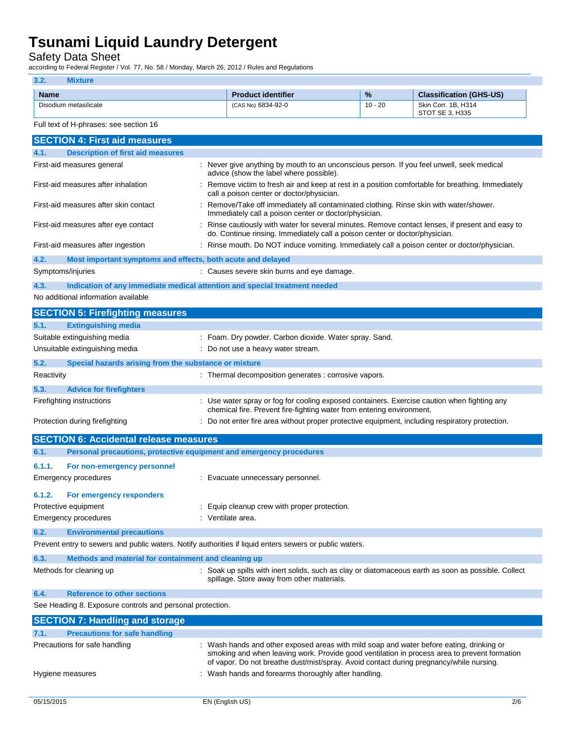### 3.2. Mixture

| Name | Product identifier | % | Classification (GHS-US) |
|---|---|---|---|
| Disodium metasilicate | (CAS No) 6834-92-0 | 10 - 20 | Skin Corr. 1B, H314<br>STOT SE 3, H335 |

Full text of H-phrases: see section 16

## SECTION 4: First aid measures

### 4.1. Description of first aid measures

First-aid measures general : Never give anything by mouth to an unconscious person. If you feel unwell, seek medical advice (show the label where possible).

First-aid measures after inhalation : Remove victim to fresh air and keep at rest in a position comfortable for breathing. Immediately call a poison center or doctor/physician.

First-aid measures after skin contact : Remove/Take off immediately all contaminated clothing. Rinse skin with water/shower. Immediately call a poison center or doctor/physician.

First-aid measures after eye contact : Rinse cautiously with water for several minutes. Remove contact lenses, if present and easy to do. Continue rinsing. Immediately call a poison center or doctor/physician.

First-aid measures after ingestion : Rinse mouth. Do NOT induce vomiting. Immediately call a poison center or doctor/physician.

### 4.2. Most important symptoms and effects, both acute and delayed

Symptoms/injuries : Causes severe skin burns and eye damage.

### 4.3. Indication of any immediate medical attention and special treatment needed

No additional information available

## SECTION 5: Firefighting measures

### 5.1. Extinguishing media

Suitable extinguishing media : Foam. Dry powder. Carbon dioxide. Water spray. Sand.

Unsuitable extinguishing media : Do not use a heavy water stream.

### 5.2. Special hazards arising from the substance or mixture

Reactivity : Thermal decomposition generates : corrosive vapors.

### 5.3. Advice for firefighters

Firefighting instructions : Use water spray or fog for cooling exposed containers. Exercise caution when fighting any chemical fire. Prevent fire-fighting water from entering environment.

Protection during firefighting : Do not enter fire area without proper protective equipment, including respiratory protection.

## SECTION 6: Accidental release measures

### 6.1. Personal precautions, protective equipment and emergency procedures

#### 6.1.1. For non-emergency personnel

Emergency procedures : Evacuate unnecessary personnel.

#### 6.1.2. For emergency responders

Protective equipment : Equip cleanup crew with proper protection.

Emergency procedures : Ventilate area.

### 6.2. Environmental precautions

Prevent entry to sewers and public waters. Notify authorities if liquid enters sewers or public waters.

### 6.3. Methods and material for containment and cleaning up

Methods for cleaning up : Soak up spills with inert solids, such as clay or diatomaceous earth as soon as possible. Collect spillage. Store away from other materials.

### 6.4. Reference to other sections

See Heading 8. Exposure controls and personal protection.

## SECTION 7: Handling and storage

### 7.1. Precautions for safe handling

Precautions for safe handling : Wash hands and other exposed areas with mild soap and water before eating, drinking or smoking and when leaving work. Provide good ventilation in process area to prevent formation of vapor. Do not breathe dust/mist/spray. Avoid contact during pregnancy/while nursing.

Hygiene measures : Wash hands and forearms thoroughly after handling.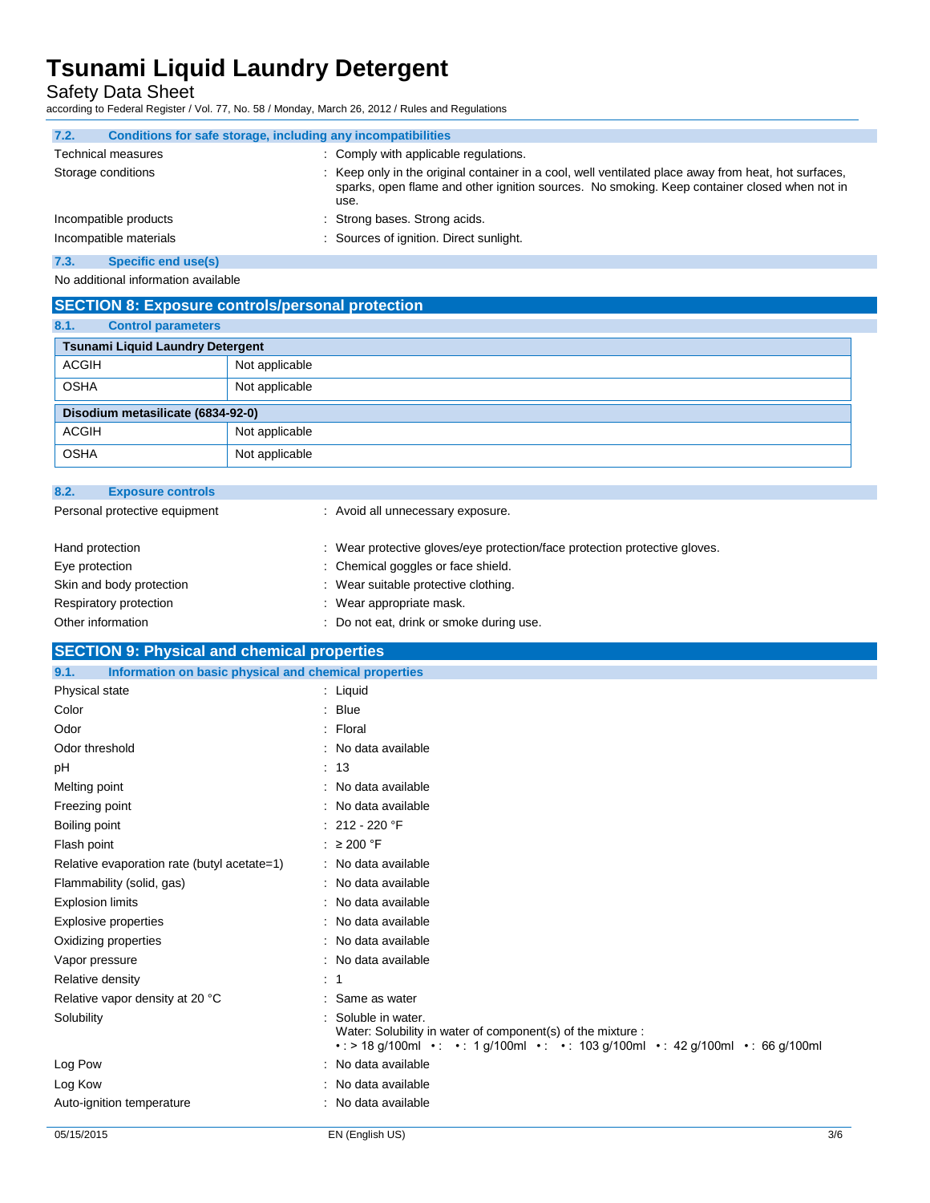### 7.2. Conditions for safe storage, including any incompatibilities

Technical measures : Comply with applicable regulations.

Storage conditions : Keep only in the original container in a cool, well ventilated place away from heat, hot surfaces, sparks, open flame and other ignition sources. No smoking. Keep container closed when not in use.

Incompatible products : Strong bases. Strong acids.

Incompatible materials : Sources of ignition. Direct sunlight.

### 7.3. Specific end use(s)

No additional information available

## SECTION 8: Exposure controls/personal protection

### 8.1. Control parameters

| Tsunami Liquid Laundry Detergent | |
|---|---|
| ACGIH | Not applicable |
| OSHA | Not applicable |

| Disodium metasilicate (6834-92-0) | |
|---|---|
| ACGIH | Not applicable |
| OSHA | Not applicable |

### 8.2. Exposure controls

Personal protective equipment : Avoid all unnecessary exposure.

Hand protection : Wear protective gloves/eye protection/face protection protective gloves.

Eye protection : Chemical goggles or face shield.

Skin and body protection : Wear suitable protective clothing.

Respiratory protection : Wear appropriate mask.

Other information : Do not eat, drink or smoke during use.

## SECTION 9: Physical and chemical properties

### 9.1. Information on basic physical and chemical properties

Physical state : Liquid

Color : Blue

Odor : Floral

Odor threshold : No data available

pH : 13

Melting point : No data available

Freezing point : No data available

Boiling point : 212 - 220 °F

Flash point : ≥ 200 °F

Relative evaporation rate (butyl acetate=1) : No data available

Flammability (solid, gas) : No data available

Explosion limits : No data available

Explosive properties : No data available

Oxidizing properties : No data available

Vapor pressure : No data available

Relative density : 1

Relative vapor density at 20 °C : Same as water

Solubility : Soluble in water.
Water: Solubility in water of component(s) of the mixture :
• : > 18 g/100ml • : • : 1 g/100ml • : • : 103 g/100ml • : 42 g/100ml • : 66 g/100ml

Log Pow : No data available

Log Kow : No data available

Auto-ignition temperature : No data available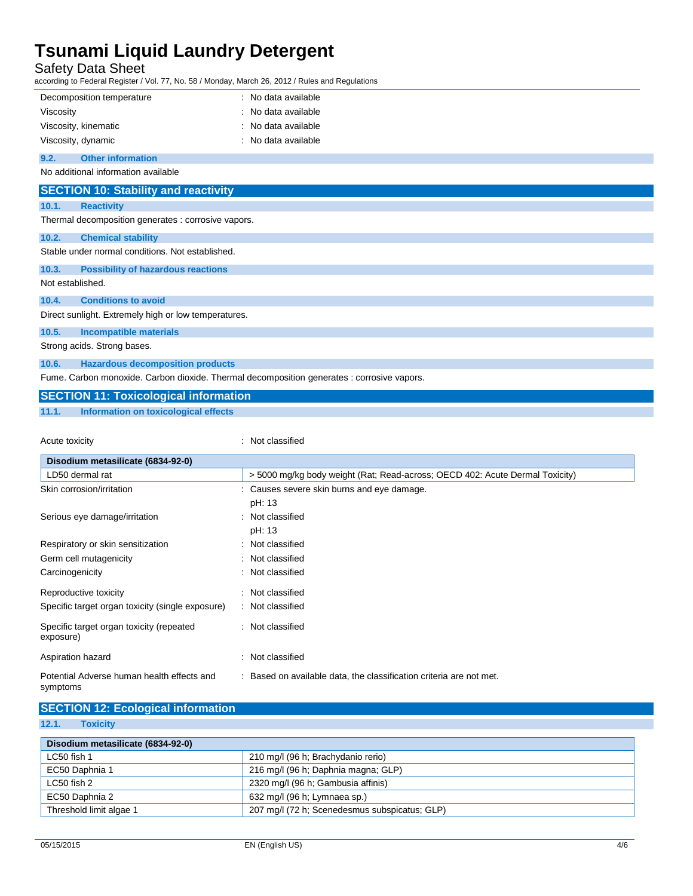| | |
|---|---|
| Decomposition temperature | : No data available |
| Viscosity | : No data available |
| Viscosity, kinematic | : No data available |
| Viscosity, dynamic | : No data available |

### 9.2. Other information

No additional information available

## SECTION 10: Stability and reactivity

### 10.1. Reactivity

Thermal decomposition generates : corrosive vapors.

### 10.2. Chemical stability

Stable under normal conditions. Not established.

### 10.3. Possibility of hazardous reactions

Not established.

### 10.4. Conditions to avoid

Direct sunlight. Extremely high or low temperatures.

### 10.5. Incompatible materials

Strong acids. Strong bases.

### 10.6. Hazardous decomposition products

Fume. Carbon monoxide. Carbon dioxide. Thermal decomposition generates : corrosive vapors.

## SECTION 11: Toxicological information

### 11.1. Information on toxicological effects

Acute toxicity : Not classified

| Disodium metasilicate (6834-92-0) | |
|---|---|
| LD50 dermal rat | > 5000 mg/kg body weight (Rat; Read-across; OECD 402: Acute Dermal Toxicity) |

| | |
|---|---|
| Skin corrosion/irritation | : Causes severe skin burns and eye damage.<br>pH: 13 |
| Serious eye damage/irritation | : Not classified<br>pH: 13 |
| Respiratory or skin sensitization | : Not classified |
| Germ cell mutagenicity | : Not classified |
| Carcinogenicity | : Not classified |
| Reproductive toxicity | : Not classified |
| Specific target organ toxicity (single exposure) | : Not classified |
| Specific target organ toxicity (repeated exposure) | : Not classified |
| Aspiration hazard | : Not classified |
| Potential Adverse human health effects and symptoms | : Based on available data, the classification criteria are not met. |

## SECTION 12: Ecological information

### 12.1. Toxicity

| Disodium metasilicate (6834-92-0) | |
|---|---|
| LC50 fish 1 | 210 mg/l (96 h; Brachydanio rerio) |
| EC50 Daphnia 1 | 216 mg/l (96 h; Daphnia magna; GLP) |
| LC50 fish 2 | 2320 mg/l (96 h; Gambusia affinis) |
| EC50 Daphnia 2 | 632 mg/l (96 h; Lymnaea sp.) |
| Threshold limit algae 1 | 207 mg/l (72 h; Scenedesmus subspicatus; GLP) |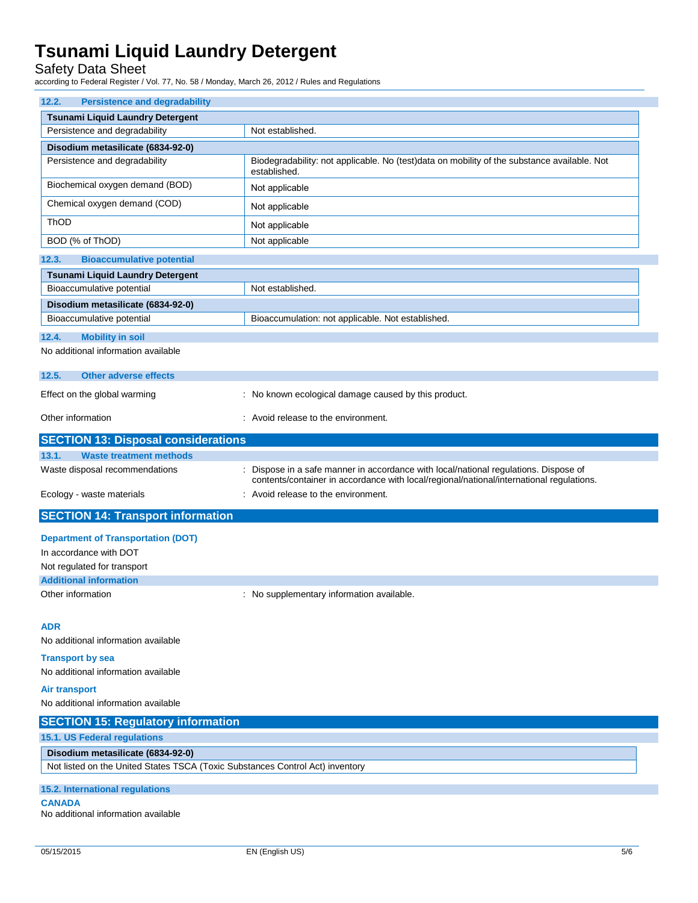### 12.2. Persistence and degradability

| Tsunami Liquid Laundry Detergent | |
|---|---|
| Persistence and degradability | Not established. |

| Disodium metasilicate (6834-92-0) | |
|---|---|
| Persistence and degradability | Biodegradability: not applicable. No (test)data on mobility of the substance available. Not established. |
| Biochemical oxygen demand (BOD) | Not applicable |
| Chemical oxygen demand (COD) | Not applicable |
| ThOD | Not applicable |
| BOD (% of ThOD) | Not applicable |

### 12.3. Bioaccumulative potential

| Tsunami Liquid Laundry Detergent | |
|---|---|
| Bioaccumulative potential | Not established. |

| Disodium metasilicate (6834-92-0) | |
|---|---|
| Bioaccumulative potential | Bioaccumulation: not applicable. Not established. |

### 12.4. Mobility in soil

No additional information available

### 12.5. Other adverse effects

Effect on the global warming : No known ecological damage caused by this product.

Other information : Avoid release to the environment.

## SECTION 13: Disposal considerations

### 13.1. Waste treatment methods

Waste disposal recommendations : Dispose in a safe manner in accordance with local/national regulations. Dispose of contents/container in accordance with local/regional/national/international regulations.

Ecology - waste materials : Avoid release to the environment.

## SECTION 14: Transport information

**Department of Transportation (DOT)**

In accordance with DOT

Not regulated for transport

**Additional information**

Other information : No supplementary information available.

**ADR**

No additional information available

**Transport by sea**

No additional information available

**Air transport**

No additional information available

## SECTION 15: Regulatory information

### 15.1. US Federal regulations

| Disodium metasilicate (6834-92-0) |
|---|
| Not listed on the United States TSCA (Toxic Substances Control Act) inventory |

### 15.2. International regulations

**CANADA**

No additional information available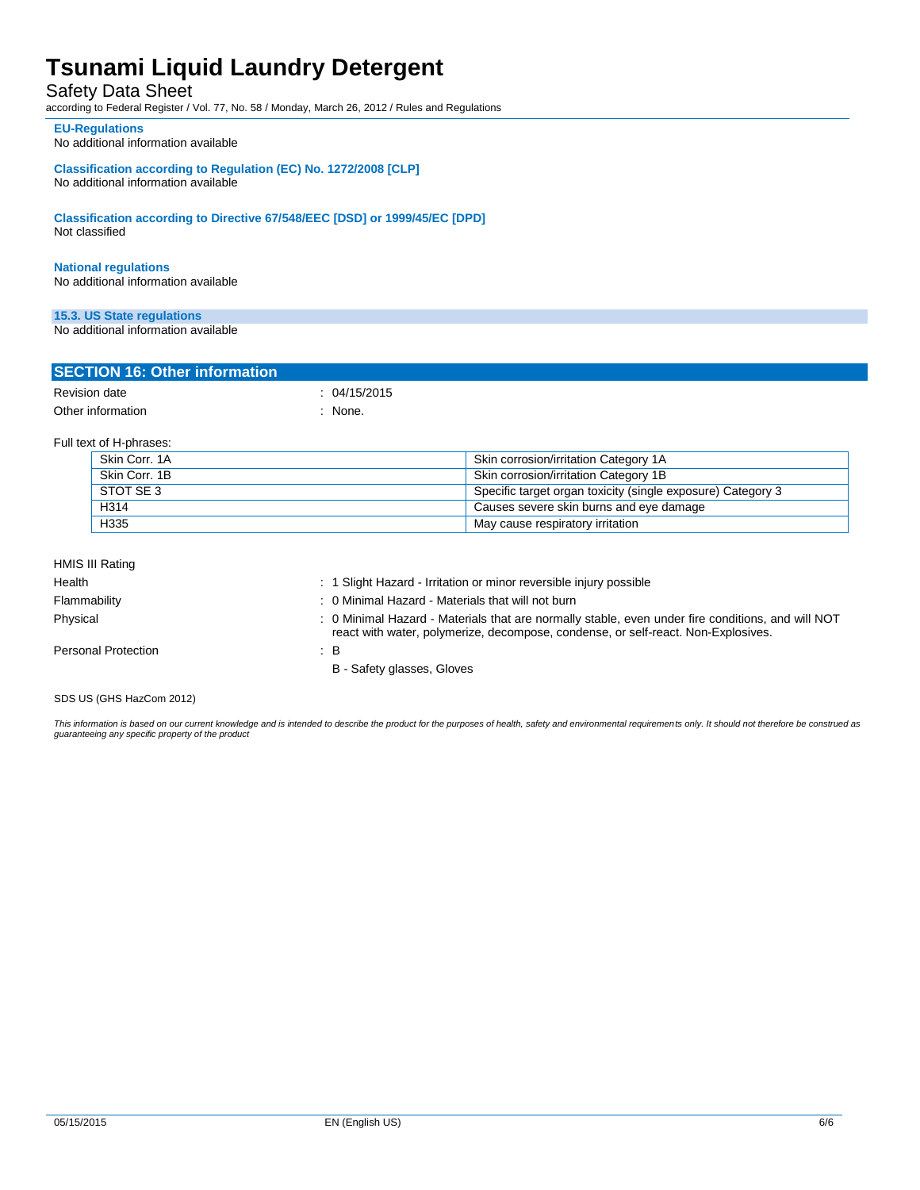**EU-Regulations**

No additional information available

**Classification according to Regulation (EC) No. 1272/2008 [CLP]**

No additional information available

**Classification according to Directive 67/548/EEC [DSD] or 1999/45/EC [DPD]**

Not classified

**National regulations**

No additional information available

### 15.3. US State regulations

No additional information available

## SECTION 16: Other information

Revision date : 04/15/2015

Other information : None.

Full text of H-phrases:

| | |
|---|---|
| Skin Corr. 1A | Skin corrosion/irritation Category 1A |
| Skin Corr. 1B | Skin corrosion/irritation Category 1B |
| STOT SE 3 | Specific target organ toxicity (single exposure) Category 3 |
| H314 | Causes severe skin burns and eye damage |
| H335 | May cause respiratory irritation |

HMIS III Rating

Health : 1 Slight Hazard - Irritation or minor reversible injury possible

Flammability : 0 Minimal Hazard - Materials that will not burn

Physical : 0 Minimal Hazard - Materials that are normally stable, even under fire conditions, and will NOT react with water, polymerize, decompose, condense, or self-react. Non-Explosives.

Personal Protection : B

B - Safety glasses, Gloves

SDS US (GHS HazCom 2012)

*This information is based on our current knowledge and is intended to describe the product for the purposes of health, safety and environmental requirements only. It should not therefore be construed as guaranteeing any specific property of the product*